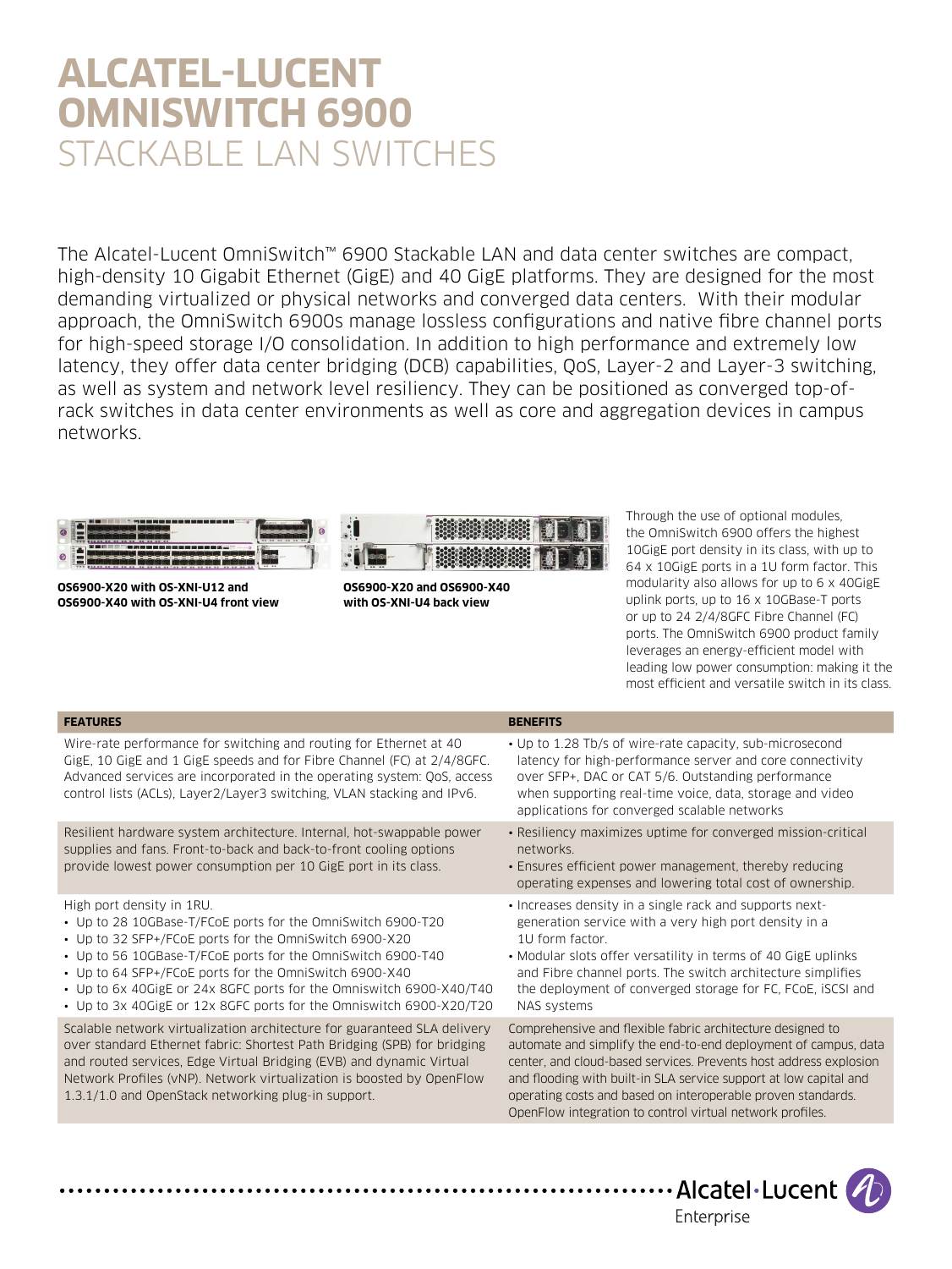# ALCATEL-LUCENT OMNISWITCH 6900

## STACKABLE LAN SWITCHES

The Alcatel-Lucent OmniSwitch™ 6900 Stackable LAN and data center switches are compact, high-density 10 Gigabit Ethernet (GigE) and 40 GigE platforms. They are designed for the most demanding virtualized or physical networks and converged data centers. With their modular approach, the OmniSwitch 6900s manage lossless configurations and native fibre channel ports for high-speed storage I/O consolidation. In addition to high performance and extremely low latency, they offer data center bridging (DCB) capabilities, QoS, Layer-2 and Layer-3 switching, as well as system and network level resiliency. They can be positioned as converged top-of-rack switches in data center environments as well as core and aggregation devices in campus networks.

**OS6900-X20 with OS-XNI-U12 and OS6900-X40 with OS-XNI-U4 front view**

**OS6900-X20 and OS6900-X40 with OS-XNI-U4 back view**

Through the use of optional modules, the OmniSwitch 6900 offers the highest 10GigE port density in its class, with up to 64 x 10GigE ports in a 1U form factor. This modularity also allows for up to 6 x 40GigE uplink ports, up to 16 x 10GBase-T ports or up to 24 2/4/8GFC Fibre Channel (FC) ports. The OmniSwitch 6900 product family leverages an energy-efficient model with leading low power consumption: making it the most efficient and versatile switch in its class.

| FEATURES | BENEFITS |
|---|---|
| Wire-rate performance for switching and routing for Ethernet at 40 GigE, 10 GigE and 1 GigE speeds and for Fibre Channel (FC) at 2/4/8GFC. Advanced services are incorporated in the operating system: QoS, access control lists (ACLs), Layer2/Layer3 switching, VLAN stacking and IPv6. | • Up to 1.28 Tb/s of wire-rate capacity, sub-microsecond latency for high-performance server and core connectivity over SFP+, DAC or CAT 5/6. Outstanding performance when supporting real-time voice, data, storage and video applications for converged scalable networks |
| Resilient hardware system architecture. Internal, hot-swappable power supplies and fans. Front-to-back and back-to-front cooling options provide lowest power consumption per 10 GigE port in its class. | • Resiliency maximizes uptime for converged mission-critical networks.<br>• Ensures efficient power management, thereby reducing operating expenses and lowering total cost of ownership. |
| High port density in 1RU.<br>• Up to 28 10GBase-T/FCoE ports for the OmniSwitch 6900-T20<br>• Up to 32 SFP+/FCoE ports for the OmniSwitch 6900-X20<br>• Up to 56 10GBase-T/FCoE ports for the OmniSwitch 6900-T40<br>• Up to 64 SFP+/FCoE ports for the OmniSwitch 6900-X40<br>• Up to 6x 40GigE or 24x 8GFC ports for the Omniswitch 6900-X40/T40<br>• Up to 3x 40GigE or 12x 8GFC ports for the Omniswitch 6900-X20/T20 | • Increases density in a single rack and supports next-generation service with a very high port density in a 1U form factor.<br>• Modular slots offer versatility in terms of 40 GigE uplinks and Fibre channel ports. The switch architecture simplifies the deployment of converged storage for FC, FCoE, iSCSI and NAS systems |
| Scalable network virtualization architecture for guaranteed SLA delivery over standard Ethernet fabric: Shortest Path Bridging (SPB) for bridging and routed services, Edge Virtual Bridging (EVB) and dynamic Virtual Network Profiles (vNP). Network virtualization is boosted by OpenFlow 1.3.1/1.0 and OpenStack networking plug-in support. | Comprehensive and flexible fabric architecture designed to automate and simplify the end-to-end deployment of campus, data center, and cloud-based services. Prevents host address explosion and flooding with built-in SLA service support at low capital and operating costs and based on interoperable proven standards. OpenFlow integration to control virtual network profiles. |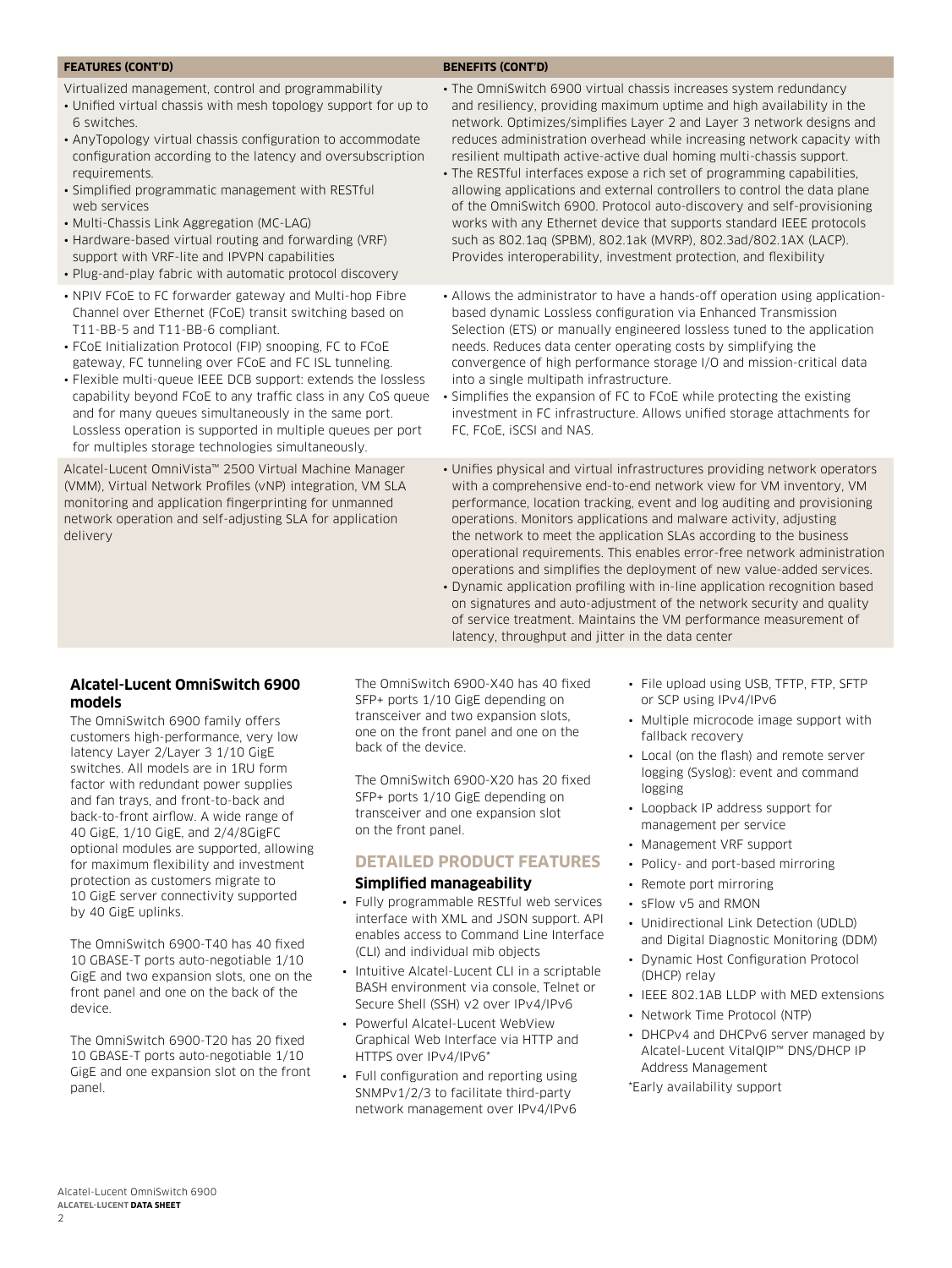| FEATURES (CONT'D) | BENEFITS (CONT'D) |
|---|---|
| Virtualized management, control and programmability<br>• Unified virtual chassis with mesh topology support for up to 6 switches.<br>• AnyTopology virtual chassis configuration to accommodate configuration according to the latency and oversubscription requirements.<br>• Simplified programmatic management with RESTful web services<br>• Multi-Chassis Link Aggregation (MC-LAG)<br>• Hardware-based virtual routing and forwarding (VRF) support with VRF-lite and IPVPN capabilities<br>• Plug-and-play fabric with automatic protocol discovery | • The OmniSwitch 6900 virtual chassis increases system redundancy and resiliency, providing maximum uptime and high availability in the network. Optimizes/simplifies Layer 2 and Layer 3 network designs and reduces administration overhead while increasing network capacity with resilient multipath active-active dual homing multi-chassis support.<br>• The RESTful interfaces expose a rich set of programming capabilities, allowing applications and external controllers to control the data plane of the OmniSwitch 6900. Protocol auto-discovery and self-provisioning works with any Ethernet device that supports standard IEEE protocols such as 802.1aq (SPBM), 802.1ak (MVRP), 802.3ad/802.1AX (LACP). Provides interoperability, investment protection, and flexibility |
| • NPIV FCoE to FC forwarder gateway and Multi-hop Fibre Channel over Ethernet (FCoE) transit switching based on T11-BB-5 and T11-BB-6 compliant.<br>• FCoE Initialization Protocol (FIP) snooping, FC to FCoE gateway, FC tunneling over FCoE and FC ISL tunneling.<br>• Flexible multi-queue IEEE DCB support: extends the lossless capability beyond FCoE to any traffic class in any CoS queue and for many queues simultaneously in the same port. Lossless operation is supported in multiple queues per port for multiples storage technologies simultaneously. | • Allows the administrator to have a hands-off operation using application-based dynamic Lossless configuration via Enhanced Transmission Selection (ETS) or manually engineered lossless tuned to the application needs. Reduces data center operating costs by simplifying the convergence of high performance storage I/O and mission-critical data into a single multipath infrastructure.<br>• Simplifies the expansion of FC to FCoE while protecting the existing investment in FC infrastructure. Allows unified storage attachments for FC, FCoE, iSCSI and NAS. |
| Alcatel-Lucent OmniVista™ 2500 Virtual Machine Manager (VMM), Virtual Network Profiles (vNP) integration, VM SLA monitoring and application fingerprinting for unmanned network operation and self-adjusting SLA for application delivery | • Unifies physical and virtual infrastructures providing network operators with a comprehensive end-to-end network view for VM inventory, VM performance, location tracking, event and log auditing and provisioning operations. Monitors applications and malware activity, adjusting the network to meet the application SLAs according to the business operational requirements. This enables error-free network administration operations and simplifies the deployment of new value-added services.<br>• Dynamic application profiling with in-line application recognition based on signatures and auto-adjustment of the network security and quality of service treatment. Maintains the VM performance measurement of latency, throughput and jitter in the data center |

### Alcatel-Lucent OmniSwitch 6900 models

The OmniSwitch 6900 family offers customers high-performance, very low latency Layer 2/Layer 3 1/10 GigE switches. All models are in 1RU form factor with redundant power supplies and fan trays, and front-to-back and back-to-front airflow. A wide range of 40 GigE, 1/10 GigE, and 2/4/8GigFC optional modules are supported, allowing for maximum flexibility and investment protection as customers migrate to 10 GigE server connectivity supported by 40 GigE uplinks.

The OmniSwitch 6900-T40 has 40 fixed 10 GBASE-T ports auto-negotiable 1/10 GigE and two expansion slots, one on the front panel and one on the back of the device.

The OmniSwitch 6900-T20 has 20 fixed 10 GBASE-T ports auto-negotiable 1/10 GigE and one expansion slot on the front panel.

The OmniSwitch 6900-X40 has 40 fixed SFP+ ports 1/10 GigE depending on transceiver and two expansion slots, one on the front panel and one on the back of the device.

The OmniSwitch 6900-X20 has 20 fixed SFP+ ports 1/10 GigE depending on transceiver and one expansion slot on the front panel.

## DETAILED PRODUCT FEATURES

### Simplified manageability

- Fully programmable RESTful web services interface with XML and JSON support. API enables access to Command Line Interface (CLI) and individual mib objects
- Intuitive Alcatel-Lucent CLI in a scriptable BASH environment via console, Telnet or Secure Shell (SSH) v2 over IPv4/IPv6
- Powerful Alcatel-Lucent WebView Graphical Web Interface via HTTP and HTTPS over IPv4/IPv6*
- Full configuration and reporting using SNMPv1/2/3 to facilitate third-party network management over IPv4/IPv6
- File upload using USB, TFTP, FTP, SFTP or SCP using IPv4/IPv6
- Multiple microcode image support with fallback recovery
- Local (on the flash) and remote server logging (Syslog): event and command logging
- Loopback IP address support for management per service
- Management VRF support
- Policy- and port-based mirroring
- Remote port mirroring
- sFlow v5 and RMON
- Unidirectional Link Detection (UDLD) and Digital Diagnostic Monitoring (DDM)
- Dynamic Host Configuration Protocol (DHCP) relay
- IEEE 802.1AB LLDP with MED extensions
- Network Time Protocol (NTP)
- DHCPv4 and DHCPv6 server managed by Alcatel-Lucent VitalQIP™ DNS/DHCP IP Address Management

*Early availability support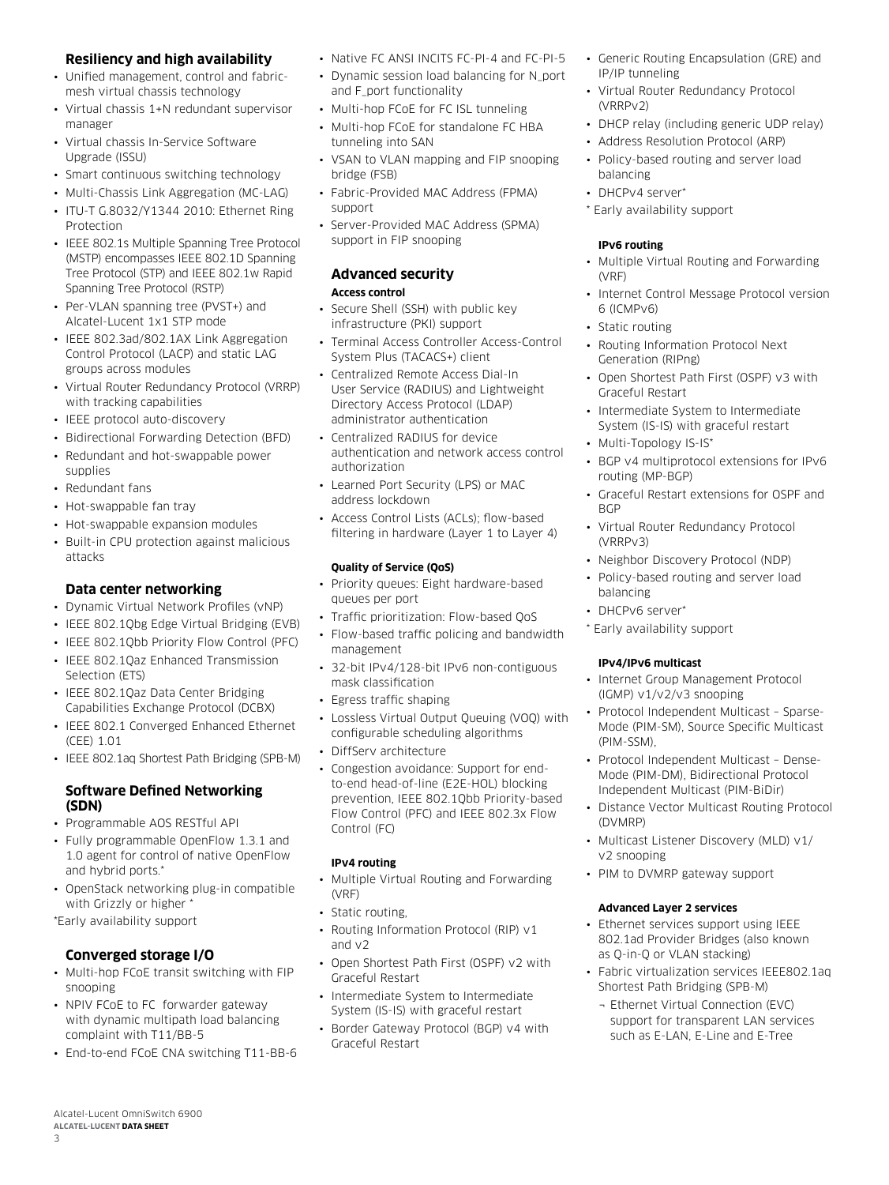## Resiliency and high availability

- Unified management, control and fabric-mesh virtual chassis technology
- Virtual chassis 1+N redundant supervisor manager
- Virtual chassis In-Service Software Upgrade (ISSU)
- Smart continuous switching technology
- Multi-Chassis Link Aggregation (MC-LAG)
- ITU-T G.8032/Y1344 2010: Ethernet Ring Protection
- IEEE 802.1s Multiple Spanning Tree Protocol (MSTP) encompasses IEEE 802.1D Spanning Tree Protocol (STP) and IEEE 802.1w Rapid Spanning Tree Protocol (RSTP)
- Per-VLAN spanning tree (PVST+) and Alcatel-Lucent 1x1 STP mode
- IEEE 802.3ad/802.1AX Link Aggregation Control Protocol (LACP) and static LAG groups across modules
- Virtual Router Redundancy Protocol (VRRP) with tracking capabilities
- IEEE protocol auto-discovery
- Bidirectional Forwarding Detection (BFD)
- Redundant and hot-swappable power supplies
- Redundant fans
- Hot-swappable fan tray
- Hot-swappable expansion modules
- Built-in CPU protection against malicious attacks

## Data center networking

- Dynamic Virtual Network Profiles (vNP)
- IEEE 802.1Qbg Edge Virtual Bridging (EVB)
- IEEE 802.1Qbb Priority Flow Control (PFC)
- IEEE 802.1Qaz Enhanced Transmission Selection (ETS)
- IEEE 802.1Qaz Data Center Bridging Capabilities Exchange Protocol (DCBX)
- IEEE 802.1 Converged Enhanced Ethernet (CEE) 1.01
- IEEE 802.1aq Shortest Path Bridging (SPB-M)

## Software Defined Networking (SDN)

- Programmable AOS RESTful API
- Fully programmable OpenFlow 1.3.1 and 1.0 agent for control of native OpenFlow and hybrid ports.*
- OpenStack networking plug-in compatible with Grizzly or higher *

*Early availability support

## Converged storage I/O

- Multi-hop FCoE transit switching with FIP snooping
- NPIV FCoE to FC forwarder gateway with dynamic multipath load balancing complaint with T11/BB-5
- End-to-end FCoE CNA switching T11-BB-6
- Native FC ANSI INCITS FC-PI-4 and FC-PI-5
- Dynamic session load balancing for N_port and F_port functionality
- Multi-hop FCoE for FC ISL tunneling
- Multi-hop FCoE for standalone FC HBA tunneling into SAN
- VSAN to VLAN mapping and FIP snooping bridge (FSB)
- Fabric-Provided MAC Address (FPMA) support
- Server-Provided MAC Address (SPMA) support in FIP snooping

## Advanced security

#### Access control

- Secure Shell (SSH) with public key infrastructure (PKI) support
- Terminal Access Controller Access-Control System Plus (TACACS+) client
- Centralized Remote Access Dial-In User Service (RADIUS) and Lightweight Directory Access Protocol (LDAP) administrator authentication
- Centralized RADIUS for device authentication and network access control authorization
- Learned Port Security (LPS) or MAC address lockdown
- Access Control Lists (ACLs); flow-based filtering in hardware (Layer 1 to Layer 4)

#### Quality of Service (QoS)

- Priority queues: Eight hardware-based queues per port
- Traffic prioritization: Flow-based QoS
- Flow-based traffic policing and bandwidth management
- 32-bit IPv4/128-bit IPv6 non-contiguous mask classification
- Egress traffic shaping
- Lossless Virtual Output Queuing (VOQ) with configurable scheduling algorithms
- DiffServ architecture
- Congestion avoidance: Support for end-to-end head-of-line (E2E-HOL) blocking prevention, IEEE 802.1Qbb Priority-based Flow Control (PFC) and IEEE 802.3x Flow Control (FC)

#### IPv4 routing

- Multiple Virtual Routing and Forwarding (VRF)
- Static routing,
- Routing Information Protocol (RIP) v1 and v2
- Open Shortest Path First (OSPF) v2 with Graceful Restart
- Intermediate System to Intermediate System (IS-IS) with graceful restart
- Border Gateway Protocol (BGP) v4 with Graceful Restart
- Generic Routing Encapsulation (GRE) and IP/IP tunneling
- Virtual Router Redundancy Protocol (VRRPv2)
- DHCP relay (including generic UDP relay)
- Address Resolution Protocol (ARP)
- Policy-based routing and server load balancing
- DHCPv4 server*

* Early availability support

#### IPv6 routing

- Multiple Virtual Routing and Forwarding (VRF)
- Internet Control Message Protocol version 6 (ICMPv6)
- Static routing
- Routing Information Protocol Next Generation (RIPng)
- Open Shortest Path First (OSPF) v3 with Graceful Restart
- Intermediate System to Intermediate System (IS-IS) with graceful restart
- Multi-Topology IS-IS*
- BGP v4 multiprotocol extensions for IPv6 routing (MP-BGP)
- Graceful Restart extensions for OSPF and BGP
- Virtual Router Redundancy Protocol (VRRPv3)
- Neighbor Discovery Protocol (NDP)
- Policy-based routing and server load balancing
- DHCPv6 server*

* Early availability support

#### IPv4/IPv6 multicast

- Internet Group Management Protocol (IGMP) v1/v2/v3 snooping
- Protocol Independent Multicast – Sparse-Mode (PIM-SM), Source Specific Multicast (PIM-SSM),
- Protocol Independent Multicast – Dense-Mode (PIM-DM), Bidirectional Protocol Independent Multicast (PIM-BiDir)
- Distance Vector Multicast Routing Protocol (DVMRP)
- Multicast Listener Discovery (MLD) v1/v2 snooping
- PIM to DVMRP gateway support

#### Advanced Layer 2 services

- Ethernet services support using IEEE 802.1ad Provider Bridges (also known as Q-in-Q or VLAN stacking)
- Fabric virtualization services IEEE802.1aq Shortest Path Bridging (SPB-M)
  - Ethernet Virtual Connection (EVC) support for transparent LAN services such as E-LAN, E-Line and E-Tree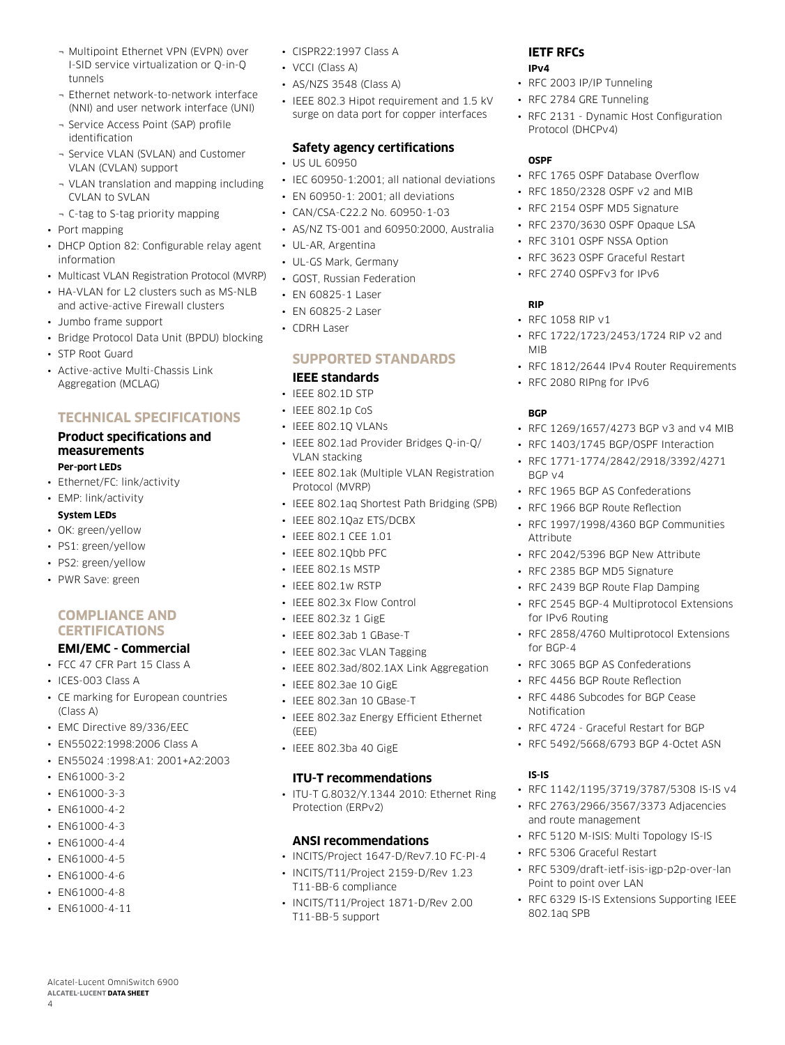- Multipoint Ethernet VPN (EVPN) over I-SID service virtualization or Q-in-Q tunnels
- Ethernet network-to-network interface (NNI) and user network interface (UNI)
- Service Access Point (SAP) profile identification
- Service VLAN (SVLAN) and Customer VLAN (CVLAN) support
- VLAN translation and mapping including CVLAN to SVLAN
- C-tag to S-tag priority mapping

- Port mapping
- DHCP Option 82: Configurable relay agent information
- Multicast VLAN Registration Protocol (MVRP)
- HA-VLAN for L2 clusters such as MS-NLB and active-active Firewall clusters
- Jumbo frame support
- Bridge Protocol Data Unit (BPDU) blocking
- STP Root Guard
- Active-active Multi-Chassis Link Aggregation (MCLAG)

## TECHNICAL SPECIFICATIONS

### Product specifications and measurements

**Per-port LEDs**

- Ethernet/FC: link/activity
- EMP: link/activity

**System LEDs**

- OK: green/yellow
- PS1: green/yellow
- PS2: green/yellow
- PWR Save: green

## COMPLIANCE AND CERTIFICATIONS

### EMI/EMC - Commercial

- FCC 47 CFR Part 15 Class A
- ICES-003 Class A
- CE marking for European countries (Class A)
- EMC Directive 89/336/EEC
- EN55022:1998:2006 Class A
- EN55024 :1998:A1: 2001+A2:2003
- EN61000-3-2
- EN61000-3-3
- EN61000-4-2
- EN61000-4-3
- EN61000-4-4
- EN61000-4-5
- EN61000-4-6
- EN61000-4-8
- EN61000-4-11
- CISPR22:1997 Class A
- VCCI (Class A)
- AS/NZS 3548 (Class A)
- IEEE 802.3 Hipot requirement and 1.5 kV surge on data port for copper interfaces

### Safety agency certifications

- US UL 60950
- IEC 60950-1:2001; all national deviations
- EN 60950-1: 2001; all deviations
- CAN/CSA-C22.2 No. 60950-1-03
- AS/NZ TS-001 and 60950:2000, Australia
- UL-AR, Argentina
- UL-GS Mark, Germany
- GOST, Russian Federation
- EN 60825-1 Laser
- EN 60825-2 Laser
- CDRH Laser

## SUPPORTED STANDARDS

### IEEE standards

- IEEE 802.1D STP
- IEEE 802.1p CoS
- IEEE 802.1Q VLANs
- IEEE 802.1ad Provider Bridges Q-in-Q/ VLAN stacking
- IEEE 802.1ak (Multiple VLAN Registration Protocol (MVRP)
- IEEE 802.1aq Shortest Path Bridging (SPB)
- IEEE 802.1Qaz ETS/DCBX
- IEEE 802.1 CEE 1.01
- IEEE 802.1Qbb PFC
- IEEE 802.1s MSTP
- IEEE 802.1w RSTP
- IEEE 802.3x Flow Control
- IEEE 802.3z 1 GigE
- IEEE 802.3ab 1 GBase-T
- IEEE 802.3ac VLAN Tagging
- IEEE 802.3ad/802.1AX Link Aggregation
- IEEE 802.3ae 10 GigE
- IEEE 802.3an 10 GBase-T
- IEEE 802.3az Energy Efficient Ethernet (EEE)
- IEEE 802.3ba 40 GigE

### ITU-T recommendations

- ITU-T G.8032/Y.1344 2010: Ethernet Ring Protection (ERPv2)

### ANSI recommendations

- INCITS/Project 1647-D/Rev7.10 FC-PI-4
- INCITS/T11/Project 2159-D/Rev 1.23 T11-BB-6 compliance
- INCITS/T11/Project 1871-D/Rev 2.00 T11-BB-5 support

### IETF RFCs

**IPv4**

- RFC 2003 IP/IP Tunneling
- RFC 2784 GRE Tunneling
- RFC 2131 - Dynamic Host Configuration Protocol (DHCPv4)

**OSPF**

- RFC 1765 OSPF Database Overflow
- RFC 1850/2328 OSPF v2 and MIB
- RFC 2154 OSPF MD5 Signature
- RFC 2370/3630 OSPF Opaque LSA
- RFC 3101 OSPF NSSA Option
- RFC 3623 OSPF Graceful Restart
- RFC 2740 OSPFv3 for IPv6

**RIP**

- RFC 1058 RIP v1
- RFC 1722/1723/2453/1724 RIP v2 and MIB
- RFC 1812/2644 IPv4 Router Requirements
- RFC 2080 RIPng for IPv6

**BGP**

- RFC 1269/1657/4273 BGP v3 and v4 MIB
- RFC 1403/1745 BGP/OSPF Interaction
- RFC 1771-1774/2842/2918/3392/4271 BGP v4
- RFC 1965 BGP AS Confederations
- RFC 1966 BGP Route Reflection
- RFC 1997/1998/4360 BGP Communities Attribute
- RFC 2042/5396 BGP New Attribute
- RFC 2385 BGP MD5 Signature
- RFC 2439 BGP Route Flap Damping
- RFC 2545 BGP-4 Multiprotocol Extensions for IPv6 Routing
- RFC 2858/4760 Multiprotocol Extensions for BGP-4
- RFC 3065 BGP AS Confederations
- RFC 4456 BGP Route Reflection
- RFC 4486 Subcodes for BGP Cease Notification
- RFC 4724 - Graceful Restart for BGP
- RFC 5492/5668/6793 BGP 4-Octet ASN

**IS-IS**

- RFC 1142/1195/3719/3787/5308 IS-IS v4
- RFC 2763/2966/3567/3373 Adjacencies and route management
- RFC 5120 M-ISIS: Multi Topology IS-IS
- RFC 5306 Graceful Restart
- RFC 5309/draft-ietf-isis-igp-p2p-over-lan Point to point over LAN
- RFC 6329 IS-IS Extensions Supporting IEEE 802.1aq SPB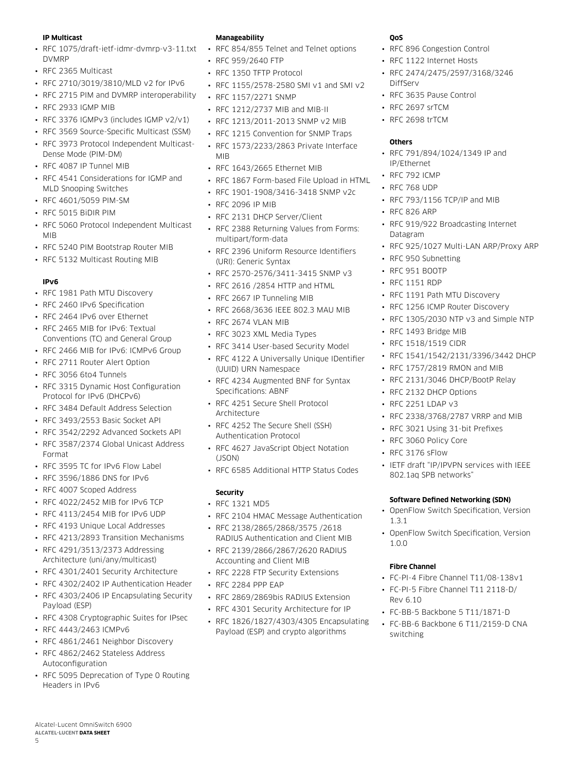**IP Multicast**

- RFC 1075/draft-ietf-idmr-dvmrp-v3-11.txt DVMRP
- RFC 2365 Multicast
- RFC 2710/3019/3810/MLD v2 for IPv6
- RFC 2715 PIM and DVMRP interoperability
- RFC 2933 IGMP MIB
- RFC 3376 IGMPv3 (includes IGMP v2/v1)
- RFC 3569 Source-Specific Multicast (SSM)
- RFC 3973 Protocol Independent Multicast-Dense Mode (PIM-DM)
- RFC 4087 IP Tunnel MIB
- RFC 4541 Considerations for IGMP and MLD Snooping Switches
- RFC 4601/5059 PIM-SM
- RFC 5015 BiDIR PIM
- RFC 5060 Protocol Independent Multicast MIB
- RFC 5240 PIM Bootstrap Router MIB
- RFC 5132 Multicast Routing MIB

**IPv6**

- RFC 1981 Path MTU Discovery
- RFC 2460 IPv6 Specification
- RFC 2464 IPv6 over Ethernet
- RFC 2465 MIB for IPv6: Textual Conventions (TC) and General Group
- RFC 2466 MIB for IPv6: ICMPv6 Group
- RFC 2711 Router Alert Option
- RFC 3056 6to4 Tunnels
- RFC 3315 Dynamic Host Configuration Protocol for IPv6 (DHCPv6)
- RFC 3484 Default Address Selection
- RFC 3493/2553 Basic Socket API
- RFC 3542/2292 Advanced Sockets API
- RFC 3587/2374 Global Unicast Address Format
- RFC 3595 TC for IPv6 Flow Label
- RFC 3596/1886 DNS for IPv6
- RFC 4007 Scoped Address
- RFC 4022/2452 MIB for IPv6 TCP
- RFC 4113/2454 MIB for IPv6 UDP
- RFC 4193 Unique Local Addresses
- RFC 4213/2893 Transition Mechanisms
- RFC 4291/3513/2373 Addressing Architecture (uni/any/multicast)
- RFC 4301/2401 Security Architecture
- RFC 4302/2402 IP Authentication Header
- RFC 4303/2406 IP Encapsulating Security Payload (ESP)
- RFC 4308 Cryptographic Suites for IPsec
- RFC 4443/2463 ICMPv6
- RFC 4861/2461 Neighbor Discovery
- RFC 4862/2462 Stateless Address Autoconfiguration
- RFC 5095 Deprecation of Type 0 Routing Headers in IPv6

**Manageability**

- RFC 854/855 Telnet and Telnet options
- RFC 959/2640 FTP
- RFC 1350 TFTP Protocol
- RFC 1155/2578-2580 SMI v1 and SMI v2
- RFC 1157/2271 SNMP
- RFC 1212/2737 MIB and MIB-II
- RFC 1213/2011-2013 SNMP v2 MIB
- RFC 1215 Convention for SNMP Traps
- RFC 1573/2233/2863 Private Interface MIB
- RFC 1643/2665 Ethernet MIB
- RFC 1867 Form-based File Upload in HTML
- RFC 1901-1908/3416-3418 SNMP v2c
- RFC 2096 IP MIB
- RFC 2131 DHCP Server/Client
- RFC 2388 Returning Values from Forms: multipart/form-data
- RFC 2396 Uniform Resource Identifiers (URI): Generic Syntax
- RFC 2570-2576/3411-3415 SNMP v3
- RFC 2616 /2854 HTTP and HTML
- RFC 2667 IP Tunneling MIB
- RFC 2668/3636 IEEE 802.3 MAU MIB
- RFC 2674 VLAN MIB
- RFC 3023 XML Media Types
- RFC 3414 User-based Security Model
- RFC 4122 A Universally Unique IDentifier (UUID) URN Namespace
- RFC 4234 Augmented BNF for Syntax Specifications: ABNF
- RFC 4251 Secure Shell Protocol Architecture
- RFC 4252 The Secure Shell (SSH) Authentication Protocol
- RFC 4627 JavaScript Object Notation (JSON)
- RFC 6585 Additional HTTP Status Codes

**Security**

- RFC 1321 MD5
- RFC 2104 HMAC Message Authentication
- RFC 2138/2865/2868/3575 /2618 RADIUS Authentication and Client MIB
- RFC 2139/2866/2867/2620 RADIUS Accounting and Client MIB
- RFC 2228 FTP Security Extensions
- RFC 2284 PPP EAP
- RFC 2869/2869bis RADIUS Extension
- RFC 4301 Security Architecture for IP
- RFC 1826/1827/4303/4305 Encapsulating Payload (ESP) and crypto algorithms

**QoS**

- RFC 896 Congestion Control
- RFC 1122 Internet Hosts
- RFC 2474/2475/2597/3168/3246 DiffServ
- RFC 3635 Pause Control
- RFC 2697 srTCM
- RFC 2698 trTCM

**Others**

- RFC 791/894/1024/1349 IP and IP/Ethernet
- RFC 792 ICMP
- RFC 768 UDP
- RFC 793/1156 TCP/IP and MIB
- RFC 826 ARP
- RFC 919/922 Broadcasting Internet Datagram
- RFC 925/1027 Multi-LAN ARP/Proxy ARP
- RFC 950 Subnetting
- RFC 951 BOOTP
- RFC 1151 RDP
- RFC 1191 Path MTU Discovery
- RFC 1256 ICMP Router Discovery
- RFC 1305/2030 NTP v3 and Simple NTP
- RFC 1493 Bridge MIB
- RFC 1518/1519 CIDR
- RFC 1541/1542/2131/3396/3442 DHCP
- RFC 1757/2819 RMON and MIB
- RFC 2131/3046 DHCP/BootP Relay
- RFC 2132 DHCP Options
- RFC 2251 LDAP v3
- RFC 2338/3768/2787 VRRP and MIB
- RFC 3021 Using 31-bit Prefixes
- RFC 3060 Policy Core
- RFC 3176 sFlow
- IETF draft "IP/IPVPN services with IEEE 802.1aq SPB networks"

**Software Defined Networking (SDN)**

- OpenFlow Switch Specification, Version 1.3.1
- OpenFlow Switch Specification, Version 1.0.0

**Fibre Channel**

- FC-PI-4 Fibre Channel T11/08-138v1
- FC-PI-5 Fibre Channel T11 2118-D/ Rev 6.10
- FC-BB-5 Backbone 5 T11/1871-D
- FC-BB-6 Backbone 6 T11/2159-D CNA switching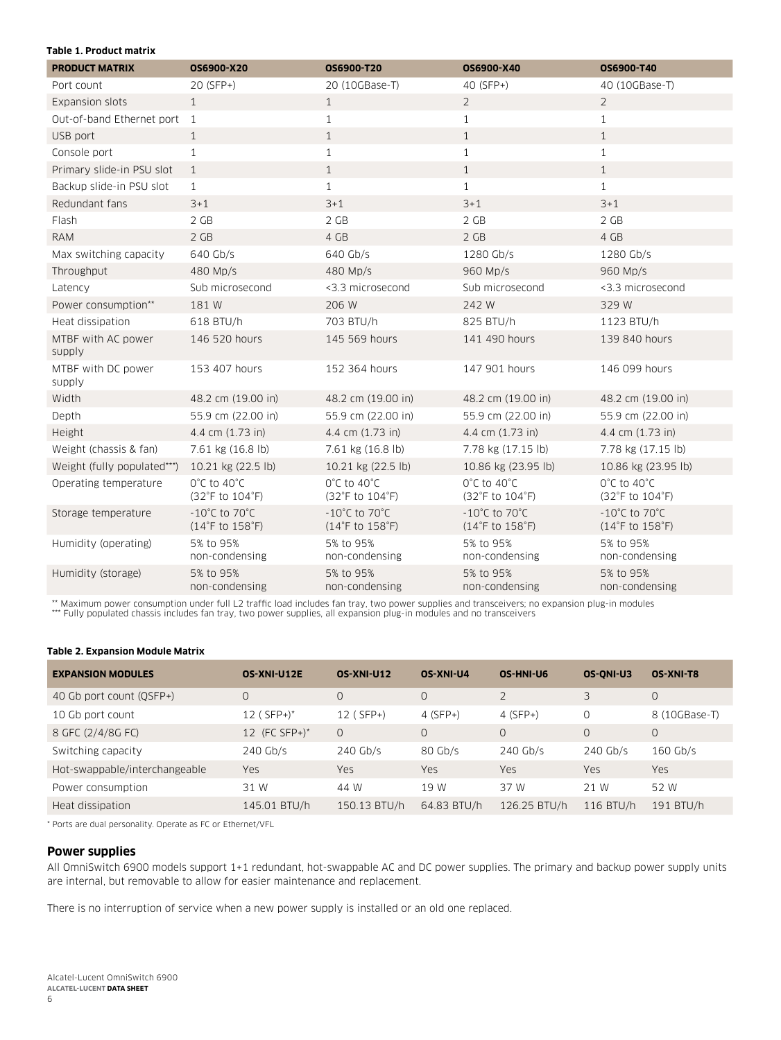**Table 1. Product matrix**

| PRODUCT MATRIX | OS6900-X20 | OS6900-T20 | OS6900-X40 | OS6900-T40 |
|---|---|---|---|---|
| Port count | 20 (SFP+) | 20 (10GBase-T) | 40 (SFP+) | 40 (10GBase-T) |
| Expansion slots | 1 | 1 | 2 | 2 |
| Out-of-band Ethernet port | 1 | 1 | 1 | 1 |
| USB port | 1 | 1 | 1 | 1 |
| Console port | 1 | 1 | 1 | 1 |
| Primary slide-in PSU slot | 1 | 1 | 1 | 1 |
| Backup slide-in PSU slot | 1 | 1 | 1 | 1 |
| Redundant fans | 3+1 | 3+1 | 3+1 | 3+1 |
| Flash | 2 GB | 2 GB | 2 GB | 2 GB |
| RAM | 2 GB | 4 GB | 2 GB | 4 GB |
| Max switching capacity | 640 Gb/s | 640 Gb/s | 1280 Gb/s | 1280 Gb/s |
| Throughput | 480 Mp/s | 480 Mp/s | 960 Mp/s | 960 Mp/s |
| Latency | Sub microsecond | <3.3 microsecond | Sub microsecond | <3.3 microsecond |
| Power consumption** | 181 W | 206 W | 242 W | 329 W |
| Heat dissipation | 618 BTU/h | 703 BTU/h | 825 BTU/h | 1123 BTU/h |
| MTBF with AC power supply | 146 520 hours | 145 569 hours | 141 490 hours | 139 840 hours |
| MTBF with DC power supply | 153 407 hours | 152 364 hours | 147 901 hours | 146 099 hours |
| Width | 48.2 cm (19.00 in) | 48.2 cm (19.00 in) | 48.2 cm (19.00 in) | 48.2 cm (19.00 in) |
| Depth | 55.9 cm (22.00 in) | 55.9 cm (22.00 in) | 55.9 cm (22.00 in) | 55.9 cm (22.00 in) |
| Height | 4.4 cm (1.73 in) | 4.4 cm (1.73 in) | 4.4 cm (1.73 in) | 4.4 cm (1.73 in) |
| Weight (chassis & fan) | 7.61 kg (16.8 lb) | 7.61 kg (16.8 lb) | 7.78 kg (17.15 lb) | 7.78 kg (17.15 lb) |
| Weight (fully populated***) | 10.21 kg (22.5 lb) | 10.21 kg (22.5 lb) | 10.86 kg (23.95 lb) | 10.86 kg (23.95 lb) |
| Operating temperature | 0°C to 40°C (32°F to 104°F) | 0°C to 40°C (32°F to 104°F) | 0°C to 40°C (32°F to 104°F) | 0°C to 40°C (32°F to 104°F) |
| Storage temperature | -10°C to 70°C (14°F to 158°F) | -10°C to 70°C (14°F to 158°F) | -10°C to 70°C (14°F to 158°F) | -10°C to 70°C (14°F to 158°F) |
| Humidity (operating) | 5% to 95% non-condensing | 5% to 95% non-condensing | 5% to 95% non-condensing | 5% to 95% non-condensing |
| Humidity (storage) | 5% to 95% non-condensing | 5% to 95% non-condensing | 5% to 95% non-condensing | 5% to 95% non-condensing |

** Maximum power consumption under full L2 traffic load includes fan tray, two power supplies and transceivers; no expansion plug-in modules
*** Fully populated chassis includes fan tray, two power supplies, all expansion plug-in modules and no transceivers

**Table 2. Expansion Module Matrix**

| EXPANSION MODULES | OS-XNI-U12E | OS-XNI-U12 | OS-XNI-U4 | OS-HNI-U6 | OS-QNI-U3 | OS-XNI-T8 |
|---|---|---|---|---|---|---|
| 40 Gb port count (QSFP+) | 0 | 0 | 0 | 2 | 3 | 0 |
| 10 Gb port count | 12 ( SFP+)* | 12 ( SFP+) | 4 (SFP+) | 4 (SFP+) | 0 | 8 (10GBase-T) |
| 8 GFC (2/4/8G FC) | 12 (FC SFP+)* | 0 | 0 | 0 | 0 | 0 |
| Switching capacity | 240 Gb/s | 240 Gb/s | 80 Gb/s | 240 Gb/s | 240 Gb/s | 160 Gb/s |
| Hot-swappable/interchangeable | Yes | Yes | Yes | Yes | Yes | Yes |
| Power consumption | 31 W | 44 W | 19 W | 37 W | 21 W | 52 W |
| Heat dissipation | 145.01 BTU/h | 150.13 BTU/h | 64.83 BTU/h | 126.25 BTU/h | 116 BTU/h | 191 BTU/h |

* Ports are dual personality. Operate as FC or Ethernet/VFL

## Power supplies

All OmniSwitch 6900 models support 1+1 redundant, hot-swappable AC and DC power supplies. The primary and backup power supply units are internal, but removable to allow for easier maintenance and replacement.

There is no interruption of service when a new power supply is installed or an old one replaced.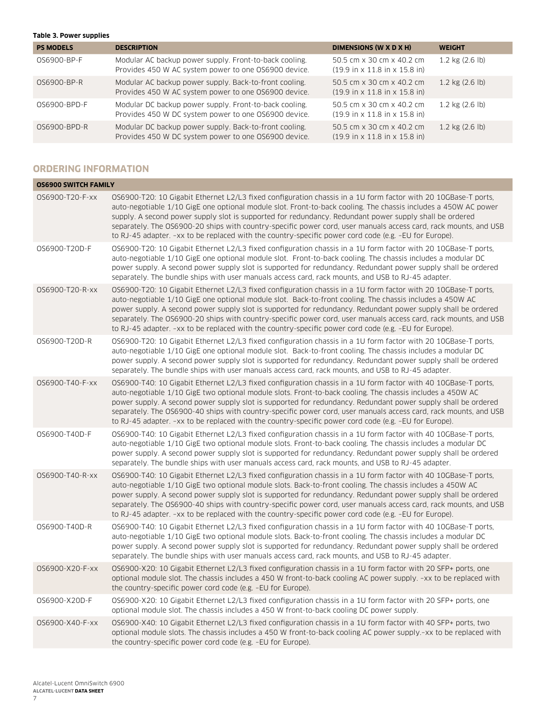**Table 3. Power supplies**

| PS MODELS | DESCRIPTION | DIMENSIONS (W X D X H) | WEIGHT |
|---|---|---|---|
| OS6900-BP-F | Modular AC backup power supply. Front-to-back cooling. Provides 450 W AC system power to one OS6900 device. | 50.5 cm x 30 cm x 40.2 cm (19.9 in x 11.8 in x 15.8 in) | 1.2 kg (2.6 lb) |
| OS6900-BP-R | Modular AC backup power supply. Back-to-front cooling. Provides 450 W AC system power to one OS6900 device. | 50.5 cm x 30 cm x 40.2 cm (19.9 in x 11.8 in x 15.8 in) | 1.2 kg (2.6 lb) |
| OS6900-BPD-F | Modular DC backup power supply. Front-to-back cooling. Provides 450 W DC system power to one OS6900 device. | 50.5 cm x 30 cm x 40.2 cm (19.9 in x 11.8 in x 15.8 in) | 1.2 kg (2.6 lb) |
| OS6900-BPD-R | Modular DC backup power supply. Back-to-front cooling. Provides 450 W DC system power to one OS6900 device. | 50.5 cm x 30 cm x 40.2 cm (19.9 in x 11.8 in x 15.8 in) | 1.2 kg (2.6 lb) |

## ORDERING INFORMATION

| OS6900 SWITCH FAMILY | |
|---|---|
| OS6900-T20-F-xx | OS6900-T20: 10 Gigabit Ethernet L2/L3 fixed configuration chassis in a 1U form factor with 20 10GBase-T ports, auto-negotiable 1/10 GigE one optional module slot. Front-to-back cooling. The chassis includes a 450W AC power supply. A second power supply slot is supported for redundancy. Redundant power supply shall be ordered separately. The OS6900-20 ships with country-specific power cord, user manuals access card, rack mounts, and USB to RJ-45 adapter. –xx to be replaced with the country-specific power cord code (e.g. –EU for Europe). |
| OS6900-T20D-F | OS6900-T20: 10 Gigabit Ethernet L2/L3 fixed configuration chassis in a 1U form factor with 20 10GBase-T ports, auto-negotiable 1/10 GigE one optional module slot. Front-to-back cooling. The chassis includes a modular DC power supply. A second power supply slot is supported for redundancy. Redundant power supply shall be ordered separately. The bundle ships with user manuals access card, rack mounts, and USB to RJ-45 adapter. |
| OS6900-T20-R-xx | OS6900-T20: 10 Gigabit Ethernet L2/L3 fixed configuration chassis in a 1U form factor with 20 10GBase-T ports, auto-negotiable 1/10 GigE one optional module slot. Back-to-front cooling. The chassis includes a 450W AC power supply. A second power supply slot is supported for redundancy. Redundant power supply shall be ordered separately. The OS6900-20 ships with country-specific power cord, user manuals access card, rack mounts, and USB to RJ-45 adapter. –xx to be replaced with the country-specific power cord code (e.g. –EU for Europe). |
| OS6900-T20D-R | OS6900-T20: 10 Gigabit Ethernet L2/L3 fixed configuration chassis in a 1U form factor with 20 10GBase-T ports, auto-negotiable 1/10 GigE one optional module slot. Back-to-front cooling. The chassis includes a modular DC power supply. A second power supply slot is supported for redundancy. Redundant power supply shall be ordered separately. The bundle ships with user manuals access card, rack mounts, and USB to RJ-45 adapter. |
| OS6900-T40-F-xx | OS6900-T40: 10 Gigabit Ethernet L2/L3 fixed configuration chassis in a 1U form factor with 40 10GBase-T ports, auto-negotiable 1/10 GigE two optional module slots. Front-to-back cooling. The chassis includes a 450W AC power supply. A second power supply slot is supported for redundancy. Redundant power supply shall be ordered separately. The OS6900-40 ships with country-specific power cord, user manuals access card, rack mounts, and USB to RJ-45 adapter. –xx to be replaced with the country-specific power cord code (e.g. –EU for Europe). |
| OS6900-T40D-F | OS6900-T40: 10 Gigabit Ethernet L2/L3 fixed configuration chassis in a 1U form factor with 40 10GBase-T ports, auto-negotiable 1/10 GigE two optional module slots. Front-to-back cooling. The chassis includes a modular DC power supply. A second power supply slot is supported for redundancy. Redundant power supply shall be ordered separately. The bundle ships with user manuals access card, rack mounts, and USB to RJ-45 adapter. |
| OS6900-T40-R-xx | OS6900-T40: 10 Gigabit Ethernet L2/L3 fixed configuration chassis in a 1U form factor with 40 10GBase-T ports, auto-negotiable 1/10 GigE two optional module slots. Back-to-front cooling. The chassis includes a 450W AC power supply. A second power supply slot is supported for redundancy. Redundant power supply shall be ordered separately. The OS6900-40 ships with country-specific power cord, user manuals access card, rack mounts, and USB to RJ-45 adapter. –xx to be replaced with the country-specific power cord code (e.g. –EU for Europe). |
| OS6900-T40D-R | OS6900-T40: 10 Gigabit Ethernet L2/L3 fixed configuration chassis in a 1U form factor with 40 10GBase-T ports, auto-negotiable 1/10 GigE two optional module slots. Back-to-front cooling. The chassis includes a modular DC power supply. A second power supply slot is supported for redundancy. Redundant power supply shall be ordered separately. The bundle ships with user manuals access card, rack mounts, and USB to RJ-45 adapter. |
| OS6900-X20-F-xx | OS6900-X20: 10 Gigabit Ethernet L2/L3 fixed configuration chassis in a 1U form factor with 20 SFP+ ports, one optional module slot. The chassis includes a 450 W front-to-back cooling AC power supply. –xx to be replaced with the country-specific power cord code (e.g. –EU for Europe). |
| OS6900-X20D-F | OS6900-X20: 10 Gigabit Ethernet L2/L3 fixed configuration chassis in a 1U form factor with 20 SFP+ ports, one optional module slot. The chassis includes a 450 W front-to-back cooling DC power supply. |
| OS6900-X40-F-xx | OS6900-X40: 10 Gigabit Ethernet L2/L3 fixed configuration chassis in a 1U form factor with 40 SFP+ ports, two optional module slots. The chassis includes a 450 W front-to-back cooling AC power supply.–xx to be replaced with the country-specific power cord code (e.g. –EU for Europe). |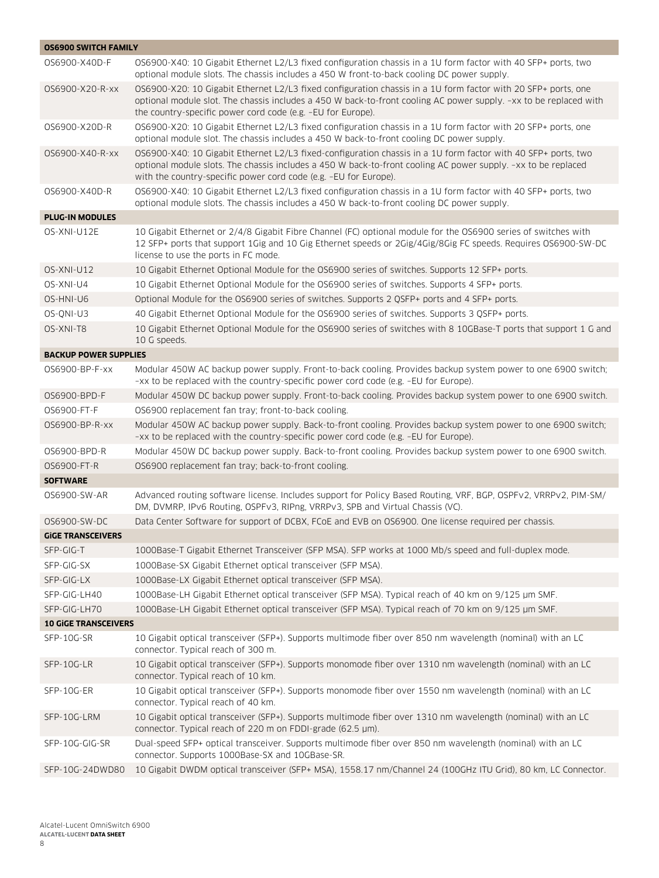| OS6900 SWITCH FAMILY | |
|---|---|
| OS6900-X40D-F | OS6900-X40: 10 Gigabit Ethernet L2/L3 fixed configuration chassis in a 1U form factor with 40 SFP+ ports, two optional module slots. The chassis includes a 450 W front-to-back cooling DC power supply. |
| OS6900-X20-R-xx | OS6900-X20: 10 Gigabit Ethernet L2/L3 fixed configuration chassis in a 1U form factor with 20 SFP+ ports, one optional module slot. The chassis includes a 450 W back-to-front cooling AC power supply. –xx to be replaced with the country-specific power cord code (e.g. –EU for Europe). |
| OS6900-X20D-R | OS6900-X20: 10 Gigabit Ethernet L2/L3 fixed configuration chassis in a 1U form factor with 20 SFP+ ports, one optional module slot. The chassis includes a 450 W back-to-front cooling DC power supply. |
| OS6900-X40-R-xx | OS6900-X40: 10 Gigabit Ethernet L2/L3 fixed-configuration chassis in a 1U form factor with 40 SFP+ ports, two optional module slots. The chassis includes a 450 W back-to-front cooling AC power supply. –xx to be replaced with the country-specific power cord code (e.g. –EU for Europe). |
| OS6900-X40D-R | OS6900-X40: 10 Gigabit Ethernet L2/L3 fixed configuration chassis in a 1U form factor with 40 SFP+ ports, two optional module slots. The chassis includes a 450 W back-to-front cooling DC power supply. |
| **PLUG-IN MODULES** | |
| OS-XNI-U12E | 10 Gigabit Ethernet or 2/4/8 Gigabit Fibre Channel (FC) optional module for the OS6900 series of switches with 12 SFP+ ports that support 1Gig and 10 Gig Ethernet speeds or 2Gig/4Gig/8Gig FC speeds. Requires OS6900-SW-DC license to use the ports in FC mode. |
| OS-XNI-U12 | 10 Gigabit Ethernet Optional Module for the OS6900 series of switches. Supports 12 SFP+ ports. |
| OS-XNI-U4 | 10 Gigabit Ethernet Optional Module for the OS6900 series of switches. Supports 4 SFP+ ports. |
| OS-HNI-U6 | Optional Module for the OS6900 series of switches. Supports 2 QSFP+ ports and 4 SFP+ ports. |
| OS-QNI-U3 | 40 Gigabit Ethernet Optional Module for the OS6900 series of switches. Supports 3 QSFP+ ports. |
| OS-XNI-T8 | 10 Gigabit Ethernet Optional Module for the OS6900 series of switches with 8 10GBase-T ports that support 1 G and 10 G speeds. |
| **BACKUP POWER SUPPLIES** | |
| OS6900-BP-F-xx | Modular 450W AC backup power supply. Front-to-back cooling. Provides backup system power to one 6900 switch; –xx to be replaced with the country-specific power cord code (e.g. –EU for Europe). |
| OS6900-BPD-F | Modular 450W DC backup power supply. Front-to-back cooling. Provides backup system power to one 6900 switch. |
| OS6900-FT-F | OS6900 replacement fan tray; front-to-back cooling. |
| OS6900-BP-R-xx | Modular 450W AC backup power supply. Back-to-front cooling. Provides backup system power to one 6900 switch; –xx to be replaced with the country-specific power cord code (e.g. –EU for Europe). |
| OS6900-BPD-R | Modular 450W DC backup power supply. Back-to-front cooling. Provides backup system power to one 6900 switch. |
| OS6900-FT-R | OS6900 replacement fan tray; back-to-front cooling. |
| **SOFTWARE** | |
| OS6900-SW-AR | Advanced routing software license. Includes support for Policy Based Routing, VRF, BGP, OSPFv2, VRRPv2, PIM-SM/DM, DVMRP, IPv6 Routing, OSPFv3, RIPng, VRRPv3, SPB and Virtual Chassis (VC). |
| OS6900-SW-DC | Data Center Software for support of DCBX, FCoE and EVB on OS6900. One license required per chassis. |
| **GIGE TRANSCEIVERS** | |
| SFP-GIG-T | 1000Base-T Gigabit Ethernet Transceiver (SFP MSA). SFP works at 1000 Mb/s speed and full-duplex mode. |
| SFP-GIG-SX | 1000Base-SX Gigabit Ethernet optical transceiver (SFP MSA). |
| SFP-GIG-LX | 1000Base-LX Gigabit Ethernet optical transceiver (SFP MSA). |
| SFP-GIG-LH40 | 1000Base-LH Gigabit Ethernet optical transceiver (SFP MSA). Typical reach of 40 km on 9/125 µm SMF. |
| SFP-GIG-LH70 | 1000Base-LH Gigabit Ethernet optical transceiver (SFP MSA). Typical reach of 70 km on 9/125 µm SMF. |
| **10 GIGE TRANSCEIVERS** | |
| SFP-10G-SR | 10 Gigabit optical transceiver (SFP+). Supports multimode fiber over 850 nm wavelength (nominal) with an LC connector. Typical reach of 300 m. |
| SFP-10G-LR | 10 Gigabit optical transceiver (SFP+). Supports monomode fiber over 1310 nm wavelength (nominal) with an LC connector. Typical reach of 10 km. |
| SFP-10G-ER | 10 Gigabit optical transceiver (SFP+). Supports monomode fiber over 1550 nm wavelength (nominal) with an LC connector. Typical reach of 40 km. |
| SFP-10G-LRM | 10 Gigabit optical transceiver (SFP+). Supports multimode fiber over 1310 nm wavelength (nominal) with an LC connector. Typical reach of 220 m on FDDI-grade (62.5 µm). |
| SFP-10G-GIG-SR | Dual-speed SFP+ optical transceiver. Supports multimode fiber over 850 nm wavelength (nominal) with an LC connector. Supports 1000Base-SX and 10GBase-SR. |
| SFP-10G-24DWD80 | 10 Gigabit DWDM optical transceiver (SFP+ MSA), 1558.17 nm/Channel 24 (100GHz ITU Grid), 80 km, LC Connector. |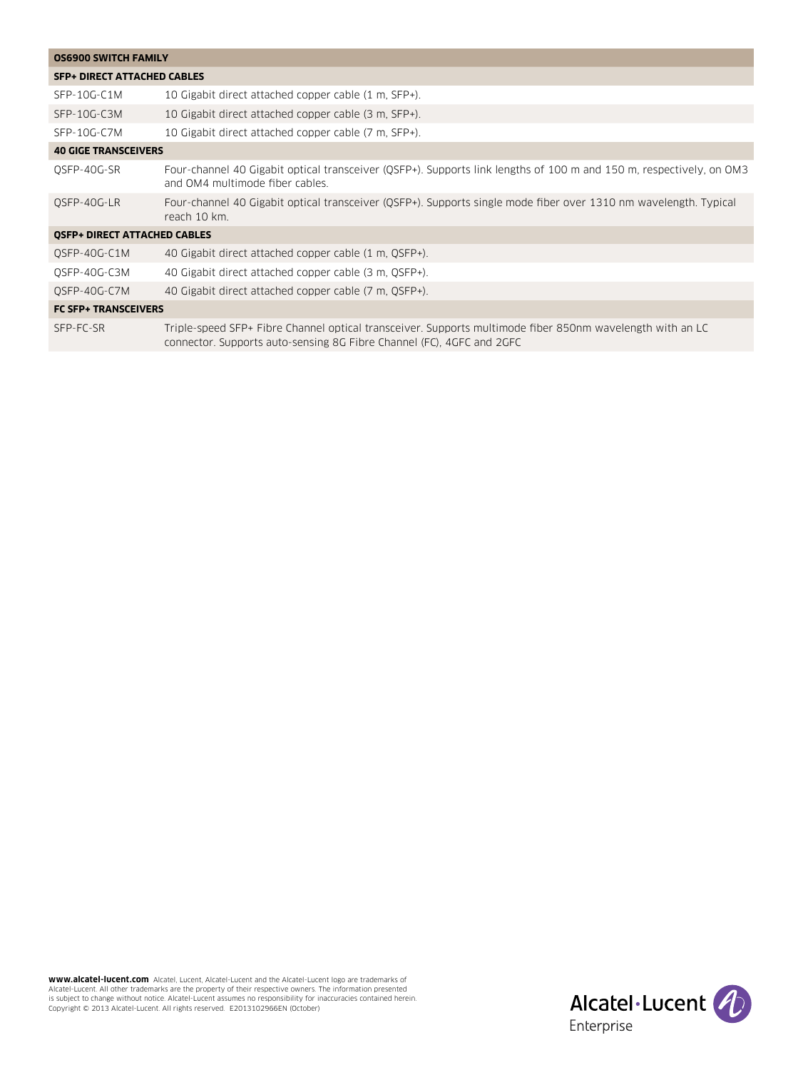| OS6900 SWITCH FAMILY | |
|---|---|
| **SFP+ DIRECT ATTACHED CABLES** | |
| SFP-10G-C1M | 10 Gigabit direct attached copper cable (1 m, SFP+). |
| SFP-10G-C3M | 10 Gigabit direct attached copper cable (3 m, SFP+). |
| SFP-10G-C7M | 10 Gigabit direct attached copper cable (7 m, SFP+). |
| **40 GIGE TRANSCEIVERS** | |
| QSFP-40G-SR | Four-channel 40 Gigabit optical transceiver (QSFP+). Supports link lengths of 100 m and 150 m, respectively, on OM3 and OM4 multimode fiber cables. |
| QSFP-40G-LR | Four-channel 40 Gigabit optical transceiver (QSFP+). Supports single mode fiber over 1310 nm wavelength. Typical reach 10 km. |
| **QSFP+ DIRECT ATTACHED CABLES** | |
| QSFP-40G-C1M | 40 Gigabit direct attached copper cable (1 m, QSFP+). |
| QSFP-40G-C3M | 40 Gigabit direct attached copper cable (3 m, QSFP+). |
| QSFP-40G-C7M | 40 Gigabit direct attached copper cable (7 m, QSFP+). |
| **FC SFP+ TRANSCEIVERS** | |
| SFP-FC-SR | Triple-speed SFP+ Fibre Channel optical transceiver. Supports multimode fiber 850nm wavelength with an LC connector. Supports auto-sensing 8G Fibre Channel (FC), 4GFC and 2GFC |

**www.alcatel-lucent.com** Alcatel, Lucent, Alcatel-Lucent and the Alcatel-Lucent logo are trademarks of Alcatel-Lucent. All other trademarks are the property of their respective owners. The information presented is subject to change without notice. Alcatel-Lucent assumes no responsibility for inaccuracies contained herein. Copyright © 2013 Alcatel-Lucent. All rights reserved. E2013102966EN (October)

Alcatel·Lucent
Enterprise